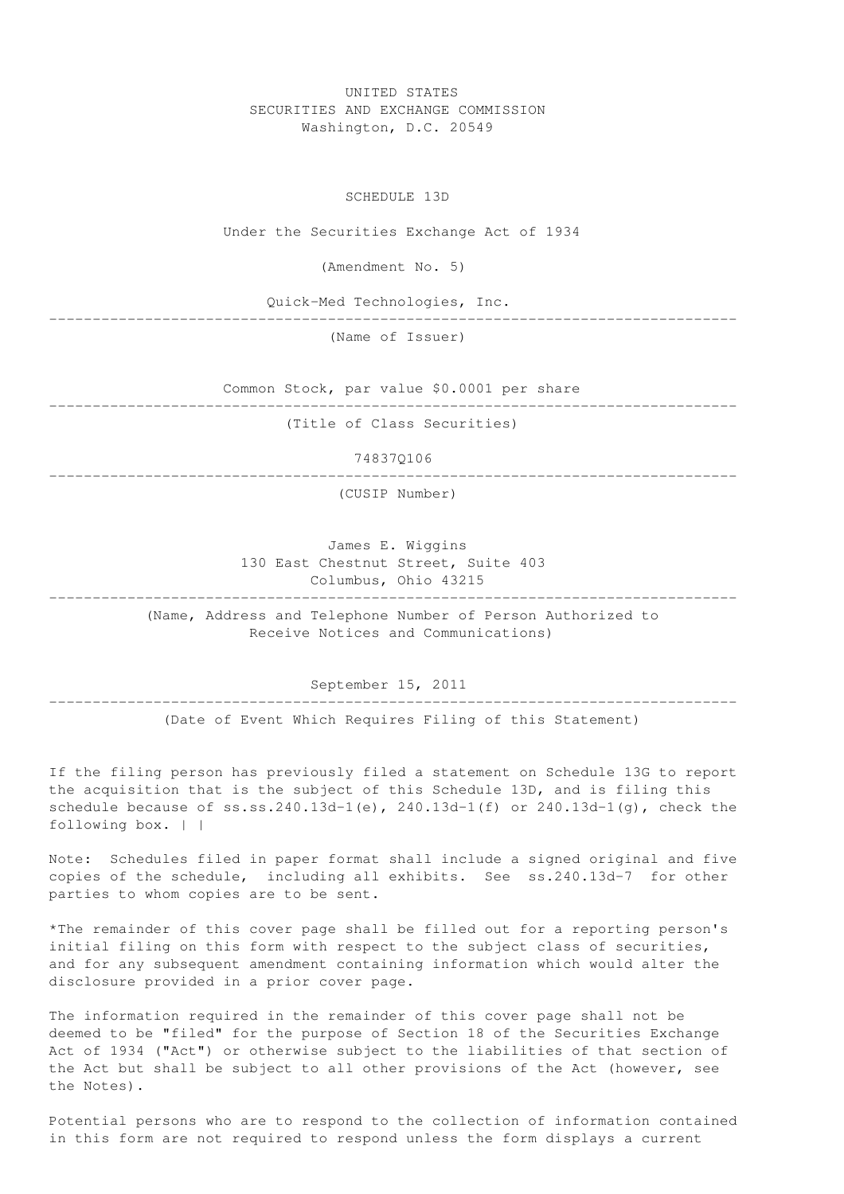UNITED STATES
SECURITIES AND EXCHANGE COMMISSION
Washington, D.C. 20549

# SCHEDULE 13D

Under the Securities Exchange Act of 1934

(Amendment No. 5)

Quick-Med Technologies, Inc.

---

(Name of Issuer)

Common Stock, par value $0.0001 per share

---

(Title of Class Securities)

74837Q106

---

(CUSIP Number)

James E. Wiggins
130 East Chestnut Street, Suite 403
Columbus, Ohio 43215

---

(Name, Address and Telephone Number of Person Authorized to Receive Notices and Communications)

September 15, 2011

---

(Date of Event Which Requires Filing of this Statement)

If the filing person has previously filed a statement on Schedule 13G to report the acquisition that is the subject of this Schedule 13D, and is filing this schedule because of ss.ss.240.13d-1(e), 240.13d-1(f) or 240.13d-1(g), check the following box. | |

Note: Schedules filed in paper format shall include a signed original and five copies of the schedule, including all exhibits. See ss.240.13d-7 for other parties to whom copies are to be sent.

*The remainder of this cover page shall be filled out for a reporting person's initial filing on this form with respect to the subject class of securities, and for any subsequent amendment containing information which would alter the disclosure provided in a prior cover page.

The information required in the remainder of this cover page shall not be deemed to be "filed" for the purpose of Section 18 of the Securities Exchange Act of 1934 ("Act") or otherwise subject to the liabilities of that section of the Act but shall be subject to all other provisions of the Act (however, see the Notes).

Potential persons who are to respond to the collection of information contained in this form are not required to respond unless the form displays a current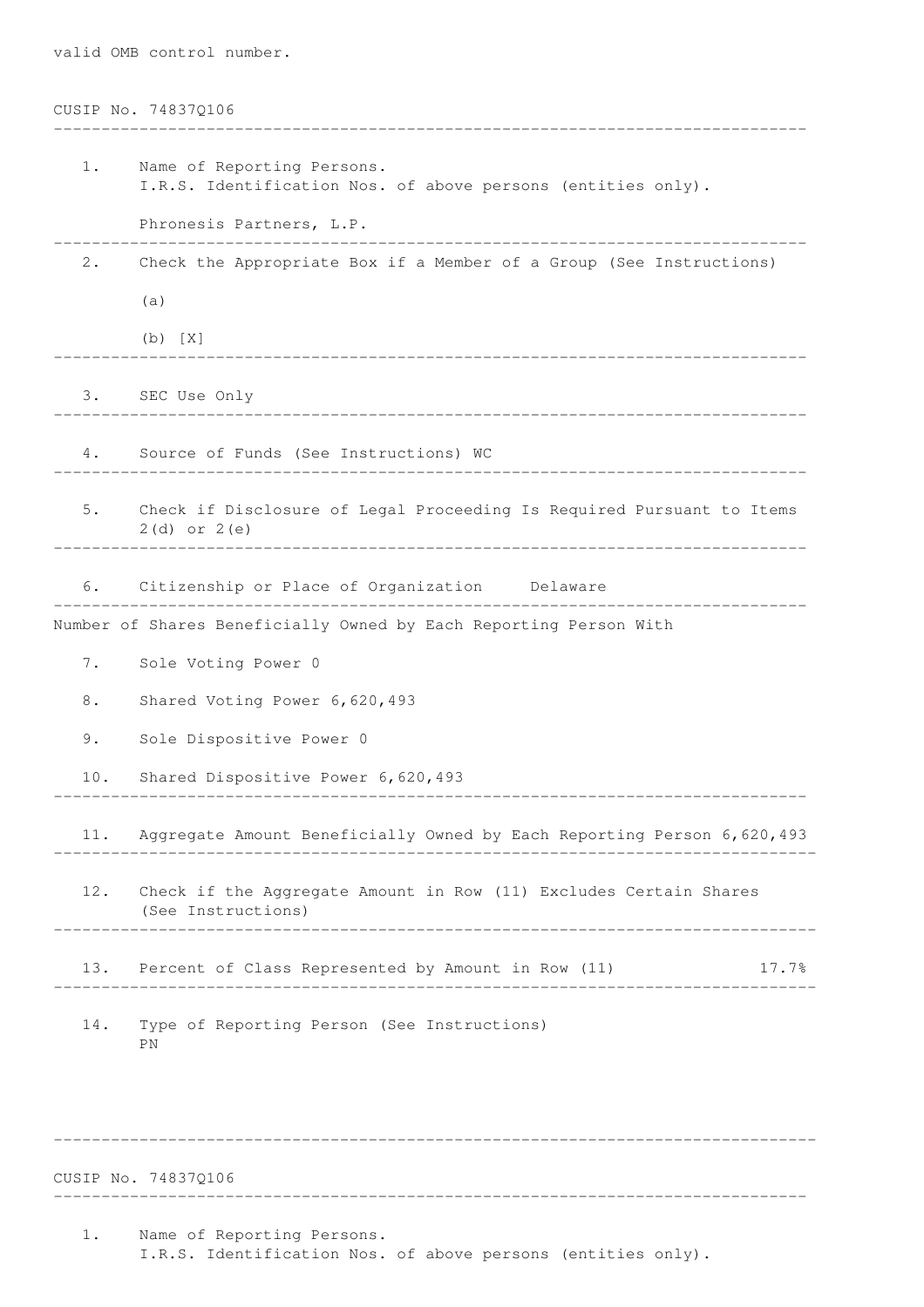valid OMB control number.

CUSIP No. 74837Q106

---

1. Name of Reporting Persons.
   I.R.S. Identification Nos. of above persons (entities only).

   Phronesis Partners, L.P.

---

2. Check the Appropriate Box if a Member of a Group (See Instructions)

   (a)

   (b) [X]

---

3. SEC Use Only

---

4. Source of Funds (See Instructions) WC

---

5. Check if Disclosure of Legal Proceeding Is Required Pursuant to Items 2(d) or 2(e)

---

6. Citizenship or Place of Organization     Delaware

---

Number of Shares Beneficially Owned by Each Reporting Person With

7. Sole Voting Power 0

8. Shared Voting Power 6,620,493

9. Sole Dispositive Power 0

10. Shared Dispositive Power 6,620,493

---

11. Aggregate Amount Beneficially Owned by Each Reporting Person 6,620,493

---

12. Check if the Aggregate Amount in Row (11) Excludes Certain Shares (See Instructions)

---

13. Percent of Class Represented by Amount in Row (11)     17.7%

---

14. Type of Reporting Person (See Instructions)
    PN

---

CUSIP No. 74837Q106

---

1. Name of Reporting Persons.
   I.R.S. Identification Nos. of above persons (entities only).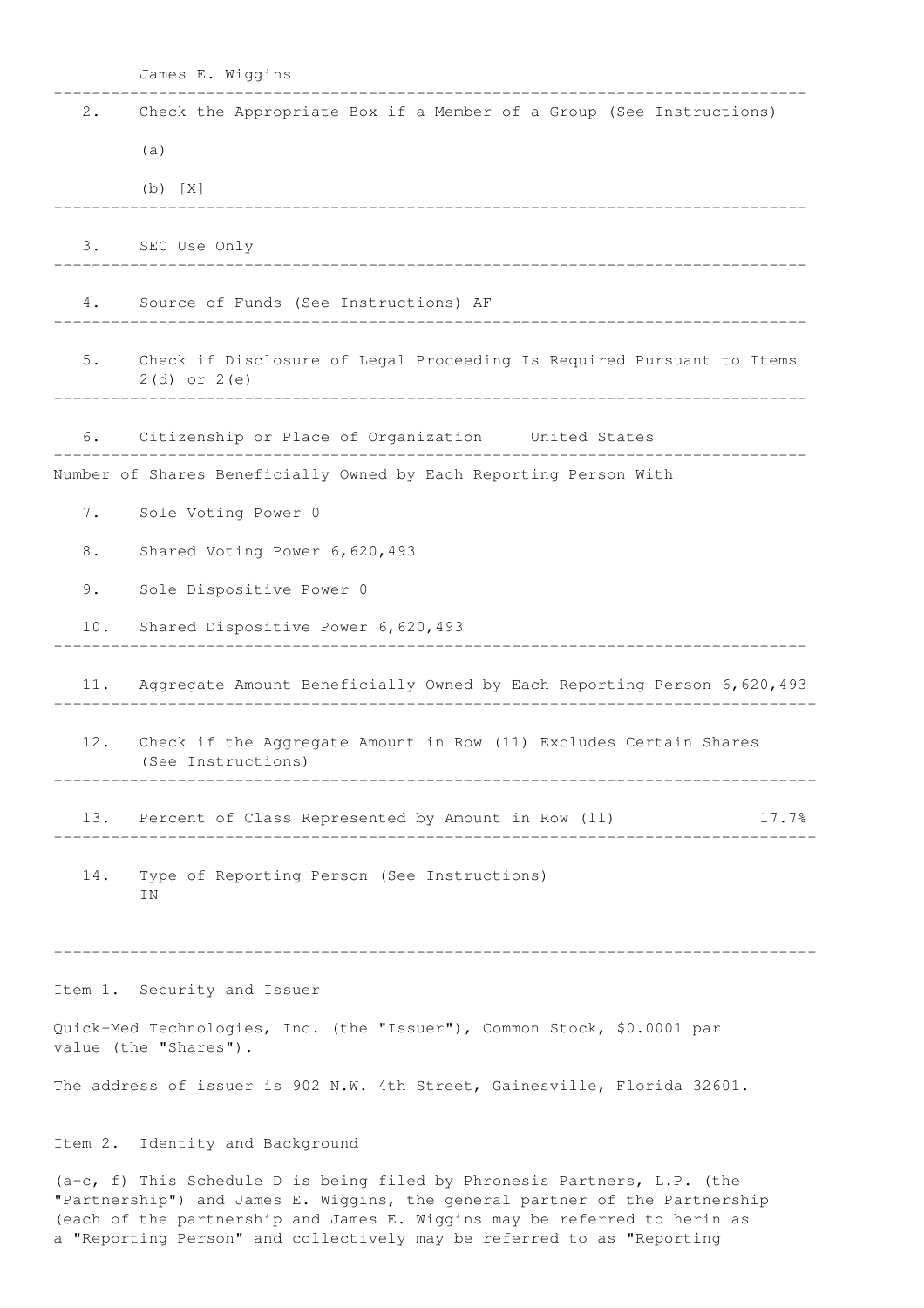James E. Wiggins

---

2. Check the Appropriate Box if a Member of a Group (See Instructions)

   (a)

   (b) [X]

---

3. SEC Use Only

---

4. Source of Funds (See Instructions) AF

---

5. Check if Disclosure of Legal Proceeding Is Required Pursuant to Items 2(d) or 2(e)

---

6. Citizenship or Place of Organization     United States

---

Number of Shares Beneficially Owned by Each Reporting Person With

7. Sole Voting Power 0

8. Shared Voting Power 6,620,493

9. Sole Dispositive Power 0

10. Shared Dispositive Power 6,620,493

---

11. Aggregate Amount Beneficially Owned by Each Reporting Person 6,620,493

---

12. Check if the Aggregate Amount in Row (11) Excludes Certain Shares (See Instructions)

---

13. Percent of Class Represented by Amount in Row (11)     17.7%

---

14. Type of Reporting Person (See Instructions)
    IN

---

Item 1. Security and Issuer

Quick-Med Technologies, Inc. (the "Issuer"), Common Stock, $0.0001 par value (the "Shares").

The address of issuer is 902 N.W. 4th Street, Gainesville, Florida 32601.

Item 2. Identity and Background

(a-c, f) This Schedule D is being filed by Phronesis Partners, L.P. (the "Partnership") and James E. Wiggins, the general partner of the Partnership (each of the partnership and James E. Wiggins may be referred to herin as a "Reporting Person" and collectively may be referred to as "Reporting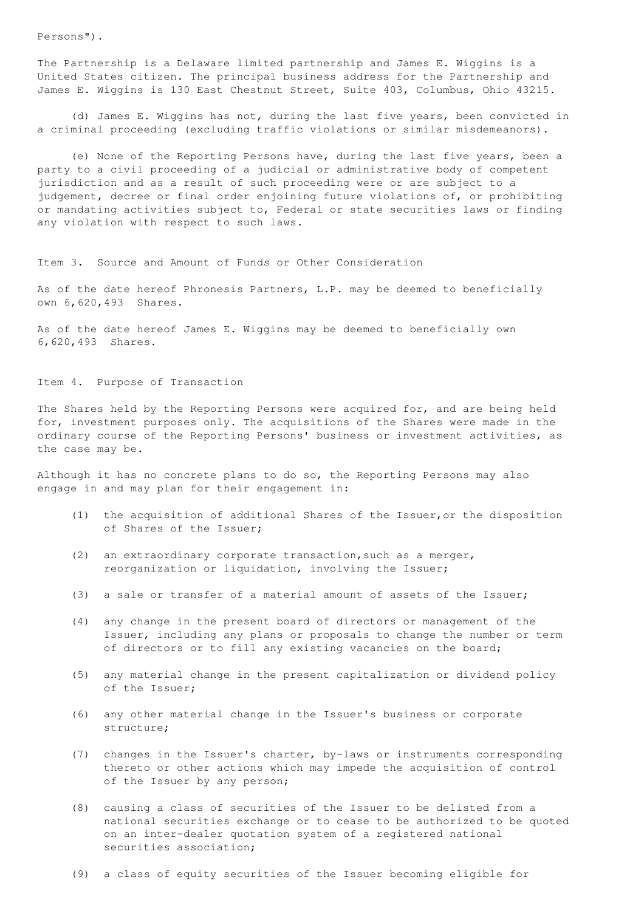Persons").

The Partnership is a Delaware limited partnership and James E. Wiggins is a United States citizen. The principal business address for the Partnership and James E. Wiggins is 130 East Chestnut Street, Suite 403, Columbus, Ohio 43215.

(d) James E. Wiggins has not, during the last five years, been convicted in a criminal proceeding (excluding traffic violations or similar misdemeanors).

(e) None of the Reporting Persons have, during the last five years, been a party to a civil proceeding of a judicial or administrative body of competent jurisdiction and as a result of such proceeding were or are subject to a judgement, decree or final order enjoining future violations of, or prohibiting or mandating activities subject to, Federal or state securities laws or finding any violation with respect to such laws.

## Item 3. Source and Amount of Funds or Other Consideration

As of the date hereof Phronesis Partners, L.P. may be deemed to beneficially own 6,620,493 Shares.

As of the date hereof James E. Wiggins may be deemed to beneficially own 6,620,493 Shares.

## Item 4. Purpose of Transaction

The Shares held by the Reporting Persons were acquired for, and are being held for, investment purposes only. The acquisitions of the Shares were made in the ordinary course of the Reporting Persons' business or investment activities, as the case may be.

Although it has no concrete plans to do so, the Reporting Persons may also engage in and may plan for their engagement in:

(1) the acquisition of additional Shares of the Issuer,or the disposition of Shares of the Issuer;

(2) an extraordinary corporate transaction,such as a merger, reorganization or liquidation, involving the Issuer;

(3) a sale or transfer of a material amount of assets of the Issuer;

(4) any change in the present board of directors or management of the Issuer, including any plans or proposals to change the number or term of directors or to fill any existing vacancies on the board;

(5) any material change in the present capitalization or dividend policy of the Issuer;

(6) any other material change in the Issuer's business or corporate structure;

(7) changes in the Issuer's charter, by-laws or instruments corresponding thereto or other actions which may impede the acquisition of control of the Issuer by any person;

(8) causing a class of securities of the Issuer to be delisted from a national securities exchange or to cease to be authorized to be quoted on an inter-dealer quotation system of a registered national securities association;

(9) a class of equity securities of the Issuer becoming eligible for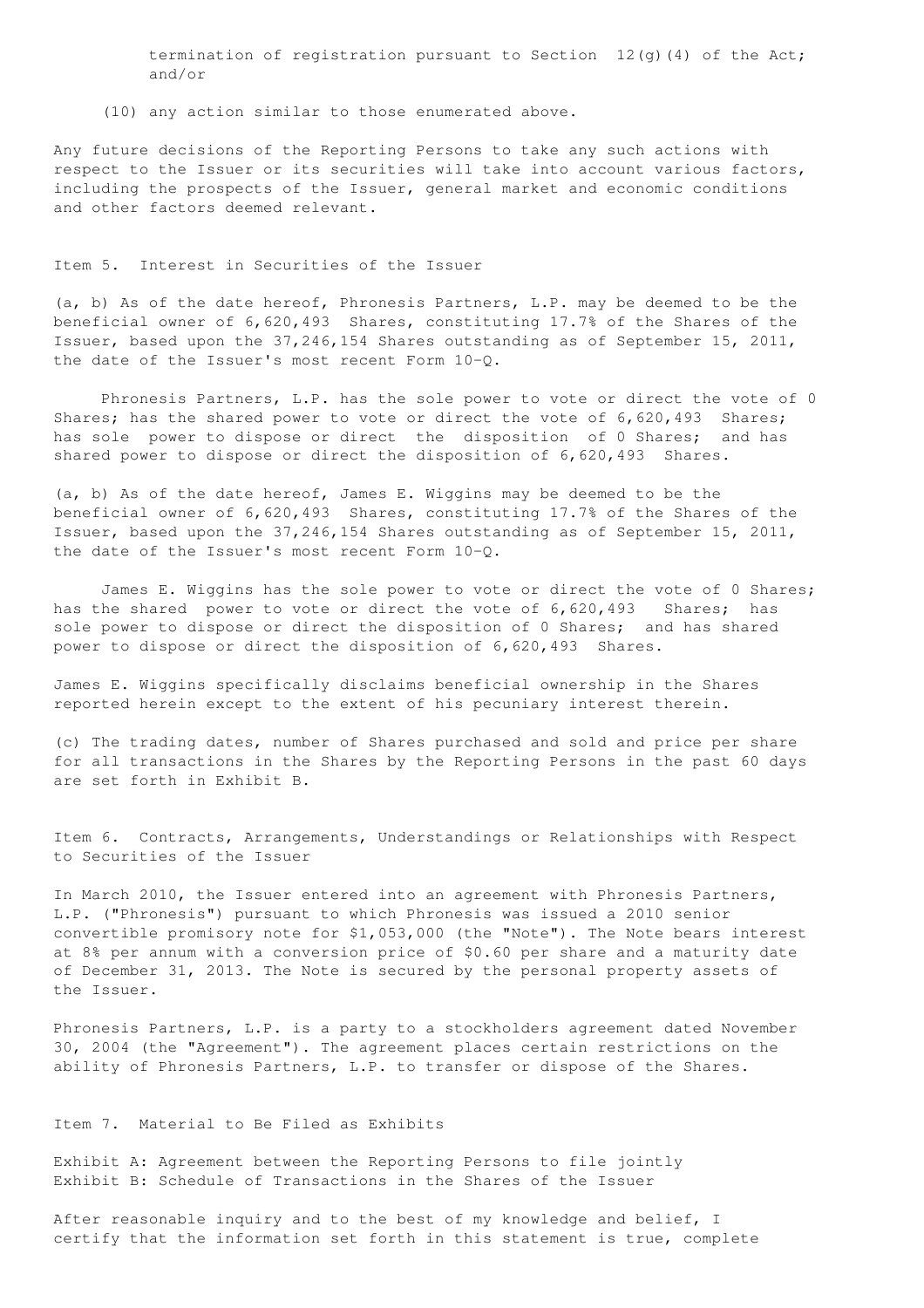termination of registration pursuant to Section 12(g)(4) of the Act; and/or

(10) any action similar to those enumerated above.

Any future decisions of the Reporting Persons to take any such actions with respect to the Issuer or its securities will take into account various factors, including the prospects of the Issuer, general market and economic conditions and other factors deemed relevant.

## Item 5. Interest in Securities of the Issuer

(a, b) As of the date hereof, Phronesis Partners, L.P. may be deemed to be the beneficial owner of 6,620,493 Shares, constituting 17.7% of the Shares of the Issuer, based upon the 37,246,154 Shares outstanding as of September 15, 2011, the date of the Issuer's most recent Form 10-Q.

Phronesis Partners, L.P. has the sole power to vote or direct the vote of 0 Shares; has the shared power to vote or direct the vote of 6,620,493 Shares; has sole power to dispose or direct the disposition of 0 Shares; and has shared power to dispose or direct the disposition of 6,620,493 Shares.

(a, b) As of the date hereof, James E. Wiggins may be deemed to be the beneficial owner of 6,620,493 Shares, constituting 17.7% of the Shares of the Issuer, based upon the 37,246,154 Shares outstanding as of September 15, 2011, the date of the Issuer's most recent Form 10-Q.

James E. Wiggins has the sole power to vote or direct the vote of 0 Shares; has the shared power to vote or direct the vote of 6,620,493 Shares; has sole power to dispose or direct the disposition of 0 Shares; and has shared power to dispose or direct the disposition of 6,620,493 Shares.

James E. Wiggins specifically disclaims beneficial ownership in the Shares reported herein except to the extent of his pecuniary interest therein.

(c) The trading dates, number of Shares purchased and sold and price per share for all transactions in the Shares by the Reporting Persons in the past 60 days are set forth in Exhibit B.

## Item 6. Contracts, Arrangements, Understandings or Relationships with Respect to Securities of the Issuer

In March 2010, the Issuer entered into an agreement with Phronesis Partners, L.P. ("Phronesis") pursuant to which Phronesis was issued a 2010 senior convertible promisory note for $1,053,000 (the "Note"). The Note bears interest at 8% per annum with a conversion price of $0.60 per share and a maturity date of December 31, 2013. The Note is secured by the personal property assets of the Issuer.

Phronesis Partners, L.P. is a party to a stockholders agreement dated November 30, 2004 (the "Agreement"). The agreement places certain restrictions on the ability of Phronesis Partners, L.P. to transfer or dispose of the Shares.

## Item 7. Material to Be Filed as Exhibits

Exhibit A: Agreement between the Reporting Persons to file jointly
Exhibit B: Schedule of Transactions in the Shares of the Issuer

After reasonable inquiry and to the best of my knowledge and belief, I certify that the information set forth in this statement is true, complete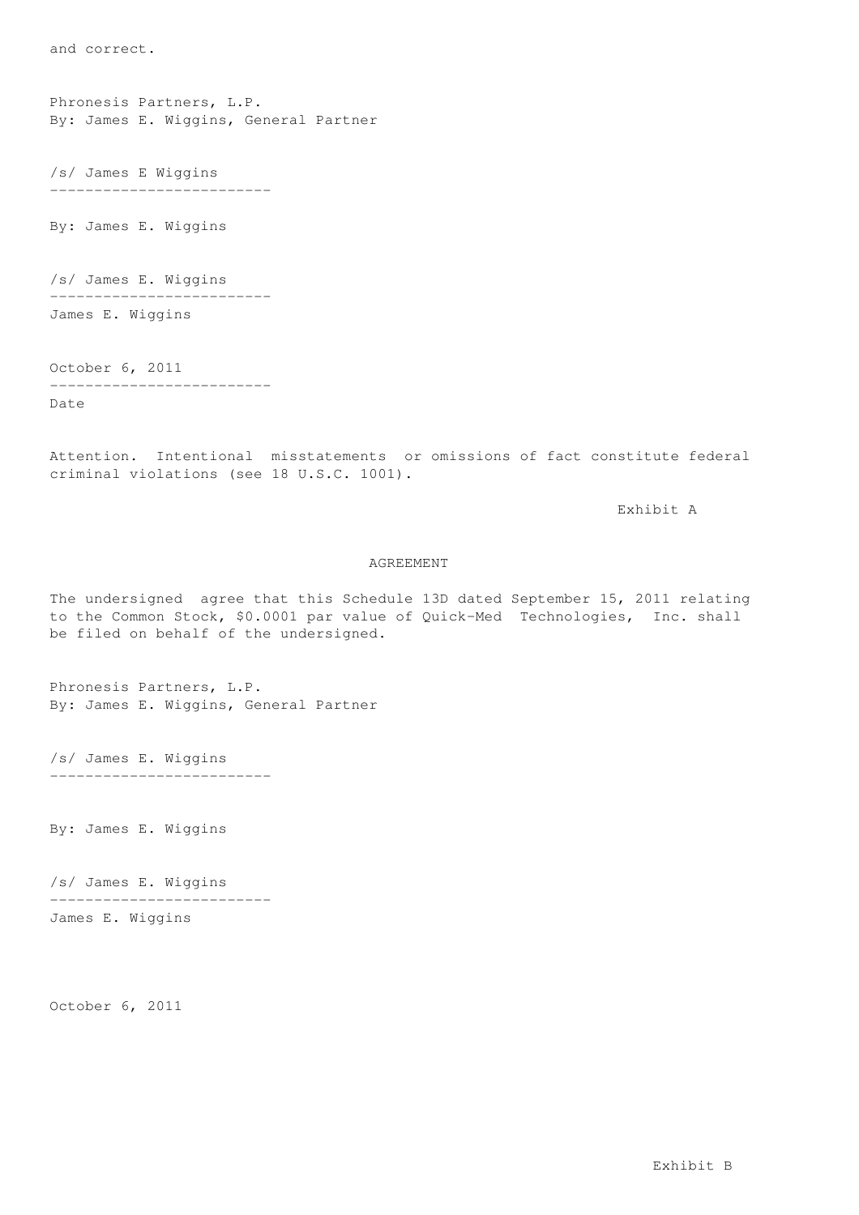and correct.

Phronesis Partners, L.P.
By: James E. Wiggins, General Partner

/s/ James E Wiggins
-------------------------

By: James E. Wiggins

/s/ James E. Wiggins
-------------------------
James E. Wiggins

October 6, 2011
-------------------------
Date

Attention. Intentional misstatements or omissions of fact constitute federal criminal violations (see 18 U.S.C. 1001).

Exhibit A

AGREEMENT

The undersigned agree that this Schedule 13D dated September 15, 2011 relating to the Common Stock, $0.0001 par value of Quick-Med Technologies, Inc. shall be filed on behalf of the undersigned.

Phronesis Partners, L.P.
By: James E. Wiggins, General Partner

/s/ James E. Wiggins
-------------------------

By: James E. Wiggins

/s/ James E. Wiggins
-------------------------
James E. Wiggins

October 6, 2011

Exhibit B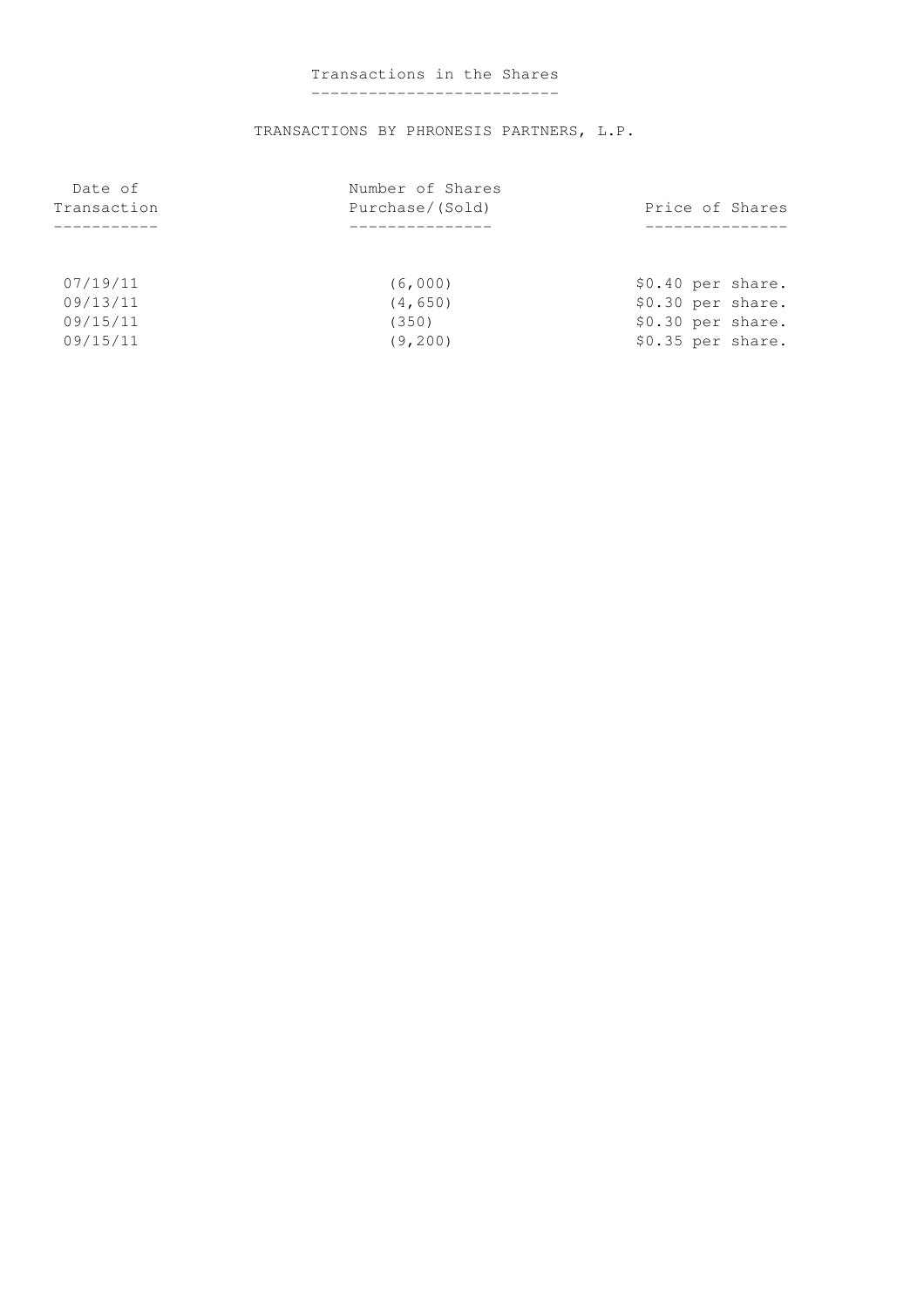## Transactions in the Shares

### TRANSACTIONS BY PHRONESIS PARTNERS, L.P.

| Date of Transaction | Number of Shares Purchase/(Sold) | Price of Shares |
|---|---|---|
| 07/19/11 | (6,000) | $0.40 per share. |
| 09/13/11 | (4,650) | $0.30 per share. |
| 09/15/11 | (350) | $0.30 per share. |
| 09/15/11 | (9,200) | $0.35 per share. |